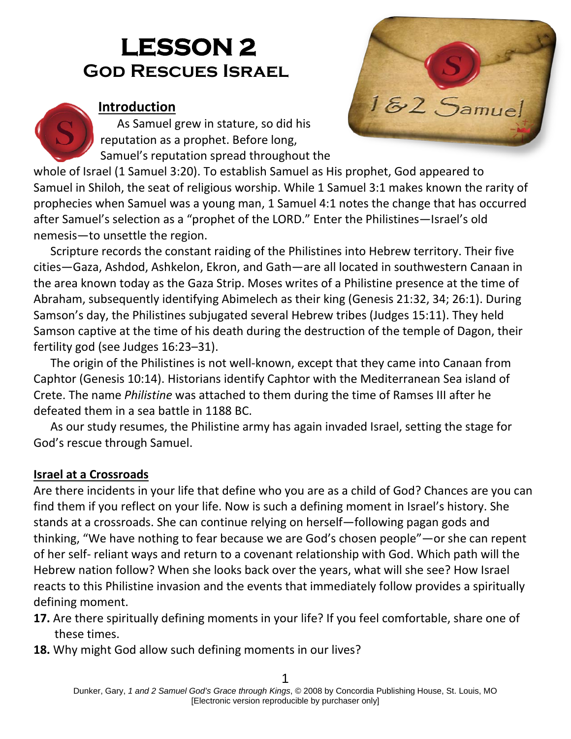# LESSON 2
## God Rescues Israel

### Introduction

As Samuel grew in stature, so did his reputation as a prophet. Before long, Samuel's reputation spread throughout the whole of Israel (1 Samuel 3:20). To establish Samuel as His prophet, God appeared to Samuel in Shiloh, the seat of religious worship. While 1 Samuel 3:1 makes known the rarity of prophecies when Samuel was a young man, 1 Samuel 4:1 notes the change that has occurred after Samuel's selection as a "prophet of the LORD." Enter the Philistines—Israel's old nemesis—to unsettle the region.

Scripture records the constant raiding of the Philistines into Hebrew territory. Their five cities—Gaza, Ashdod, Ashkelon, Ekron, and Gath—are all located in southwestern Canaan in the area known today as the Gaza Strip. Moses writes of a Philistine presence at the time of Abraham, subsequently identifying Abimelech as their king (Genesis 21:32, 34; 26:1). During Samson's day, the Philistines subjugated several Hebrew tribes (Judges 15:11). They held Samson captive at the time of his death during the destruction of the temple of Dagon, their fertility god (see Judges 16:23–31).

The origin of the Philistines is not well-known, except that they came into Canaan from Caphtor (Genesis 10:14). Historians identify Caphtor with the Mediterranean Sea island of Crete. The name *Philistine* was attached to them during the time of Ramses III after he defeated them in a sea battle in 1188 BC.

As our study resumes, the Philistine army has again invaded Israel, setting the stage for God's rescue through Samuel.

### Israel at a Crossroads

Are there incidents in your life that define who you are as a child of God? Chances are you can find them if you reflect on your life. Now is such a defining moment in Israel's history. She stands at a crossroads. She can continue relying on herself—following pagan gods and thinking, "We have nothing to fear because we are God's chosen people"—or she can repent of her self- reliant ways and return to a covenant relationship with God. Which path will the Hebrew nation follow? When she looks back over the years, what will she see? How Israel reacts to this Philistine invasion and the events that immediately follow provides a spiritually defining moment.

**17.** Are there spiritually defining moments in your life? If you feel comfortable, share one of these times.

**18.** Why might God allow such defining moments in our lives?

Dunker, Gary, *1 and 2 Samuel God's Grace through Kings*, © 2008 by Concordia Publishing House, St. Louis, MO
[Electronic version reproducible by purchaser only]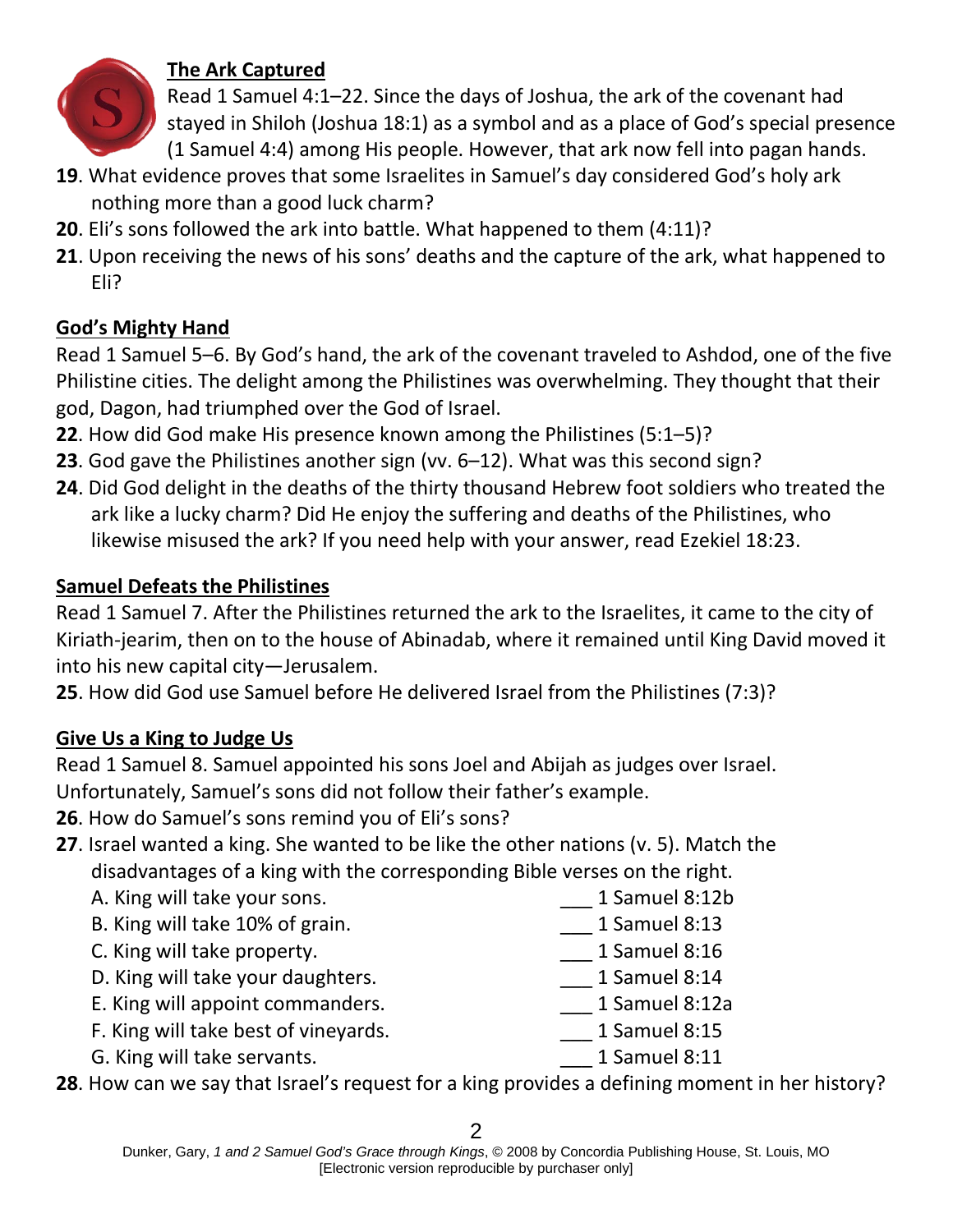## The Ark Captured

Read 1 Samuel 4:1–22. Since the days of Joshua, the ark of the covenant had stayed in Shiloh (Joshua 18:1) as a symbol and as a place of God's special presence (1 Samuel 4:4) among His people. However, that ark now fell into pagan hands.

**19**. What evidence proves that some Israelites in Samuel's day considered God's holy ark nothing more than a good luck charm?

**20**. Eli's sons followed the ark into battle. What happened to them (4:11)?

**21**. Upon receiving the news of his sons' deaths and the capture of the ark, what happened to Eli?

## God's Mighty Hand

Read 1 Samuel 5–6. By God's hand, the ark of the covenant traveled to Ashdod, one of the five Philistine cities. The delight among the Philistines was overwhelming. They thought that their god, Dagon, had triumphed over the God of Israel.

**22**. How did God make His presence known among the Philistines (5:1–5)?

**23**. God gave the Philistines another sign (vv. 6–12). What was this second sign?

**24**. Did God delight in the deaths of the thirty thousand Hebrew foot soldiers who treated the ark like a lucky charm? Did He enjoy the suffering and deaths of the Philistines, who likewise misused the ark? If you need help with your answer, read Ezekiel 18:23.

## Samuel Defeats the Philistines

Read 1 Samuel 7. After the Philistines returned the ark to the Israelites, it came to the city of Kiriath-jearim, then on to the house of Abinadab, where it remained until King David moved it into his new capital city—Jerusalem.

**25**. How did God use Samuel before He delivered Israel from the Philistines (7:3)?

## Give Us a King to Judge Us

Read 1 Samuel 8. Samuel appointed his sons Joel and Abijah as judges over Israel. Unfortunately, Samuel's sons did not follow their father's example.

**26**. How do Samuel's sons remind you of Eli's sons?

**27**. Israel wanted a king. She wanted to be like the other nations (v. 5). Match the disadvantages of a king with the corresponding Bible verses on the right.

| | |
|---|---|
| A. King will take your sons. | ___ 1 Samuel 8:12b |
| B. King will take 10% of grain. | ___ 1 Samuel 8:13 |
| C. King will take property. | ___ 1 Samuel 8:16 |
| D. King will take your daughters. | ___ 1 Samuel 8:14 |
| E. King will appoint commanders. | ___ 1 Samuel 8:12a |
| F. King will take best of vineyards. | ___ 1 Samuel 8:15 |
| G. King will take servants. | ___ 1 Samuel 8:11 |

**28**. How can we say that Israel's request for a king provides a defining moment in her history?

Dunker, Gary, *1 and 2 Samuel God's Grace through Kings*, © 2008 by Concordia Publishing House, St. Louis, MO
[Electronic version reproducible by purchaser only]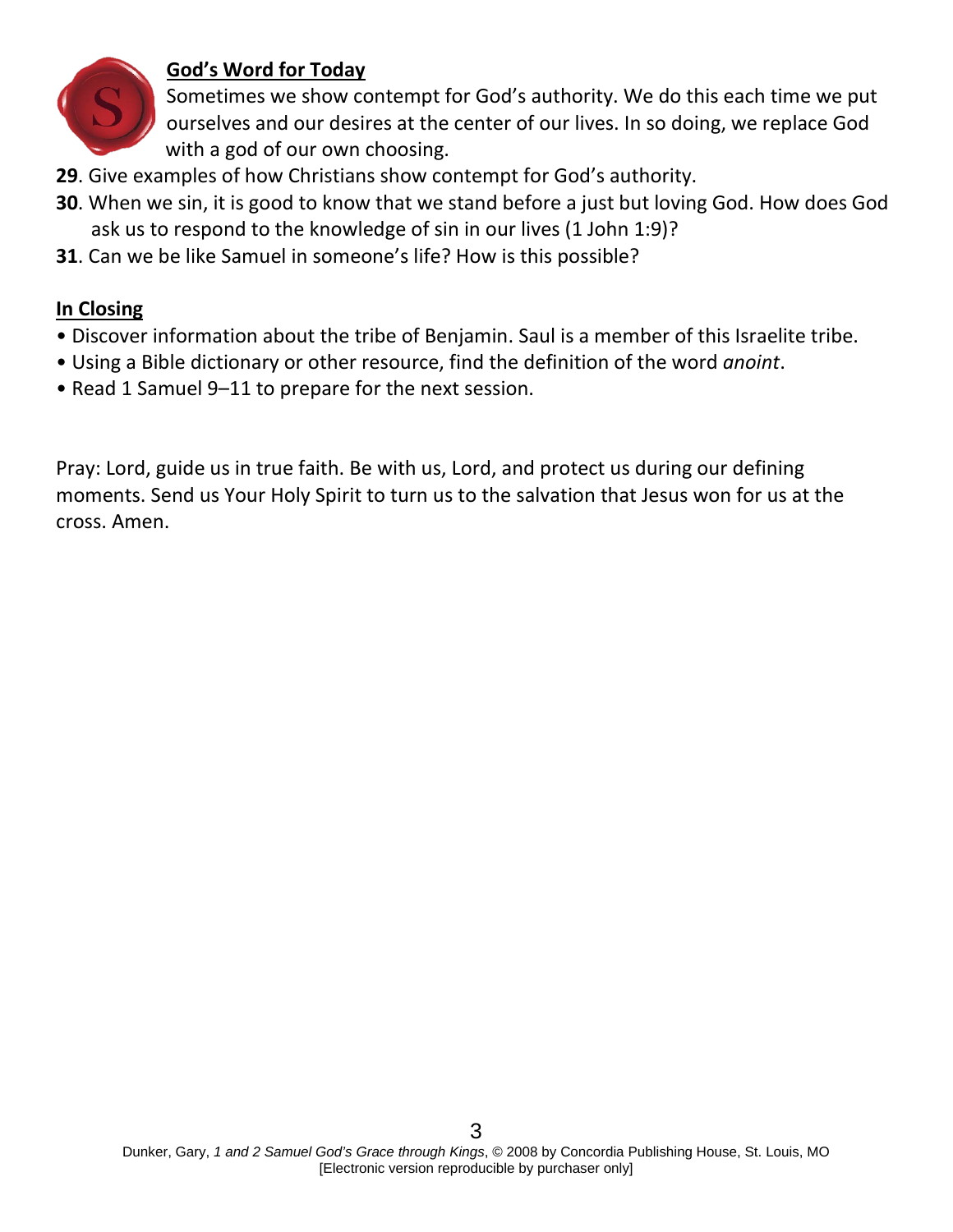**God's Word for Today**

Sometimes we show contempt for God's authority. We do this each time we put ourselves and our desires at the center of our lives. In so doing, we replace God with a god of our own choosing.

**29**. Give examples of how Christians show contempt for God's authority.

**30**. When we sin, it is good to know that we stand before a just but loving God. How does God ask us to respond to the knowledge of sin in our lives (1 John 1:9)?

**31**. Can we be like Samuel in someone's life? How is this possible?

**In Closing**

- Discover information about the tribe of Benjamin. Saul is a member of this Israelite tribe.
- Using a Bible dictionary or other resource, find the definition of the word *anoint*.
- Read 1 Samuel 9–11 to prepare for the next session.

Pray: Lord, guide us in true faith. Be with us, Lord, and protect us during our defining moments. Send us Your Holy Spirit to turn us to the salvation that Jesus won for us at the cross. Amen.

Dunker, Gary, *1 and 2 Samuel God's Grace through Kings*, © 2008 by Concordia Publishing House, St. Louis, MO
[Electronic version reproducible by purchaser only]